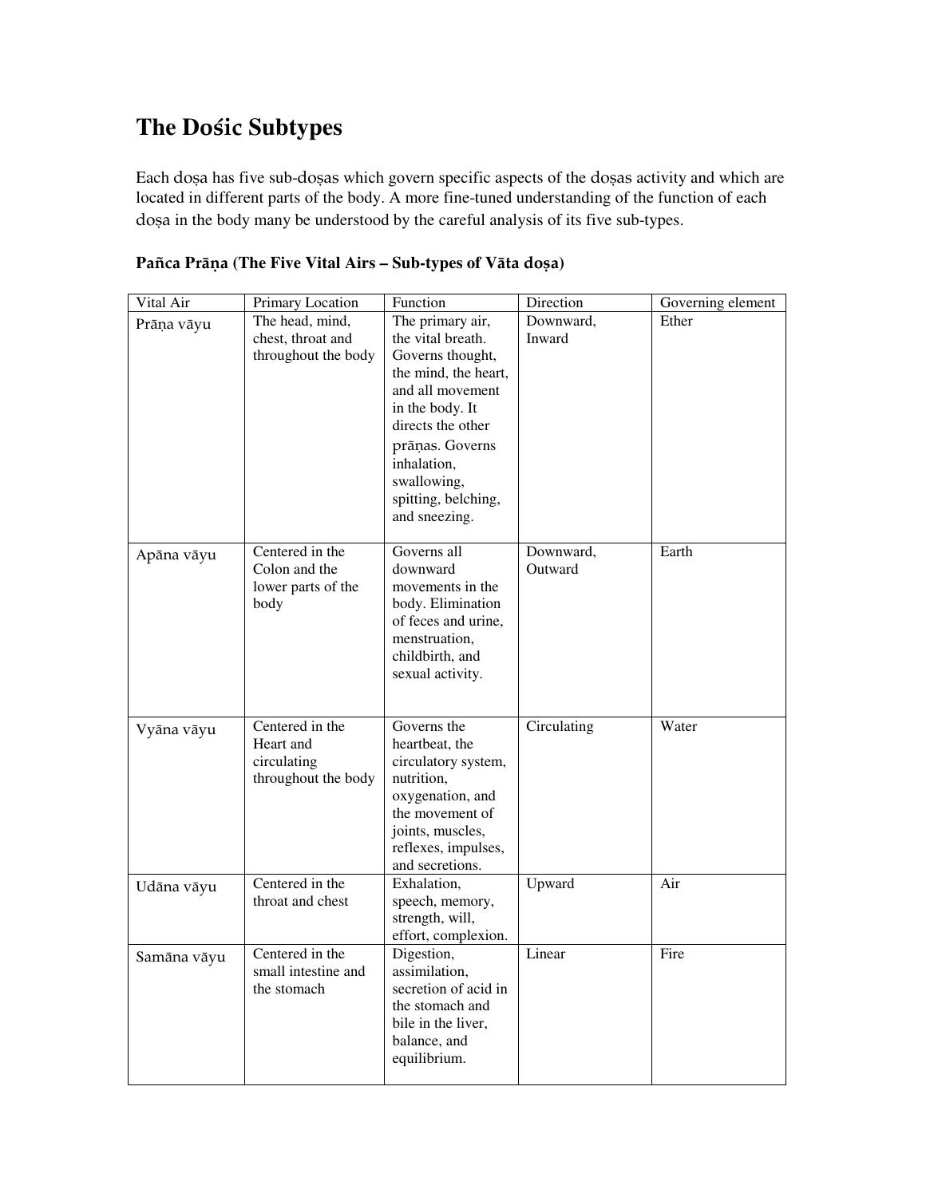# The Dośic Subtypes

Each doṣa has five sub-doṣas which govern specific aspects of the doṣas activity and which are located in different parts of the body. A more fine-tuned understanding of the function of each doṣa in the body many be understood by the careful analysis of its five sub-types.

### Pañca Prāṇa (The Five Vital Airs – Sub-types of Vāta doṣa)

| Vital Air | Primary Location | Function | Direction | Governing element |
|---|---|---|---|---|
| Prāṇa vāyu | The head, mind, chest, throat and throughout the body | The primary air, the vital breath. Governs thought, the mind, the heart, and all movement in the body. It directs the other prāṇas. Governs inhalation, swallowing, spitting, belching, and sneezing. | Downward, Inward | Ether |
| Apāna vāyu | Centered in the Colon and the lower parts of the body | Governs all downward movements in the body. Elimination of feces and urine, menstruation, childbirth, and sexual activity. | Downward, Outward | Earth |
| Vyāna vāyu | Centered in the Heart and circulating throughout the body | Governs the heartbeat, the circulatory system, nutrition, oxygenation, and the movement of joints, muscles, reflexes, impulses, and secretions. | Circulating | Water |
| Udāna vāyu | Centered in the throat and chest | Exhalation, speech, memory, strength, will, effort, complexion. | Upward | Air |
| Samāna vāyu | Centered in the small intestine and the stomach | Digestion, assimilation, secretion of acid in the stomach and bile in the liver, balance, and equilibrium. | Linear | Fire |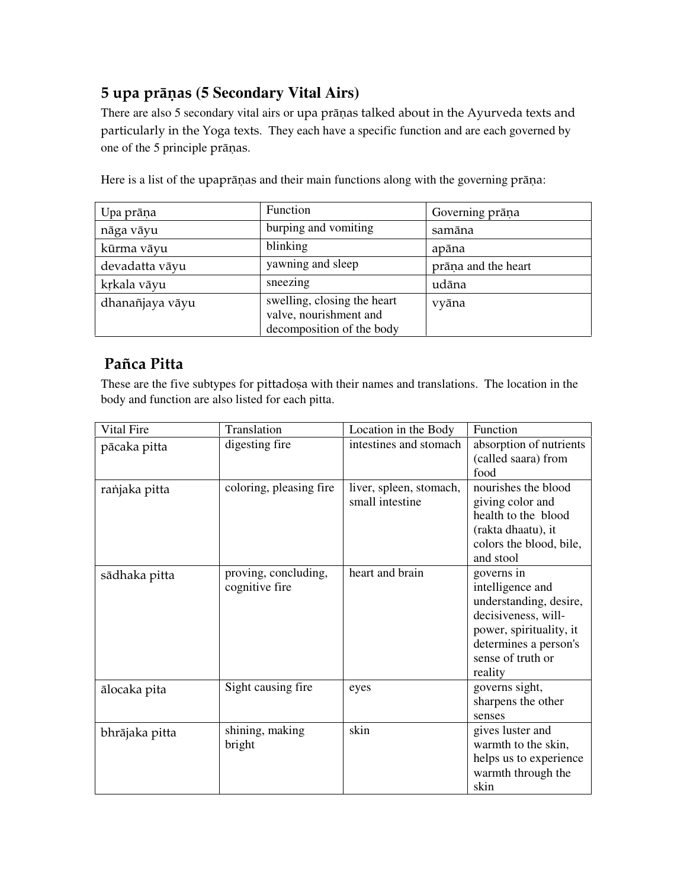## 5 upa prāṇas (5 Secondary Vital Airs)

There are also 5 secondary vital airs or upa prāṇas talked about in the Ayurveda texts and particularly in the Yoga texts. They each have a specific function and are each governed by one of the 5 principle prāṇas.

Here is a list of the upaprāṇas and their main functions along with the governing prāṇa:

| Upa prāṇa | Function | Governing prāṇa |
| --- | --- | --- |
| nāga vāyu | burping and vomiting | samāna |
| kūrma vāyu | blinking | apāna |
| devadatta vāyu | yawning and sleep | prāṇa and the heart |
| kṛkala vāyu | sneezing | udāna |
| dhanañjaya vāyu | swelling, closing the heart valve, nourishment and decomposition of the body | vyāna |

## Pañca Pitta

These are the five subtypes for pittadoṣa with their names and translations. The location in the body and function are also listed for each pitta.

| Vital Fire | Translation | Location in the Body | Function |
| --- | --- | --- | --- |
| pācaka pitta | digesting fire | intestines and stomach | absorption of nutrients (called saara) from food |
| raṅjaka pitta | coloring, pleasing fire | liver, spleen, stomach, small intestine | nourishes the blood giving color and health to the blood (rakta dhaatu), it colors the blood, bile, and stool |
| sādhaka pitta | proving, concluding, cognitive fire | heart and brain | governs in intelligence and understanding, desire, decisiveness, will-power, spirituality, it determines a person's sense of truth or reality |
| ālocaka pita | Sight causing fire | eyes | governs sight, sharpens the other senses |
| bhrājaka pitta | shining, making bright | skin | gives luster and warmth to the skin, helps us to experience warmth through the skin |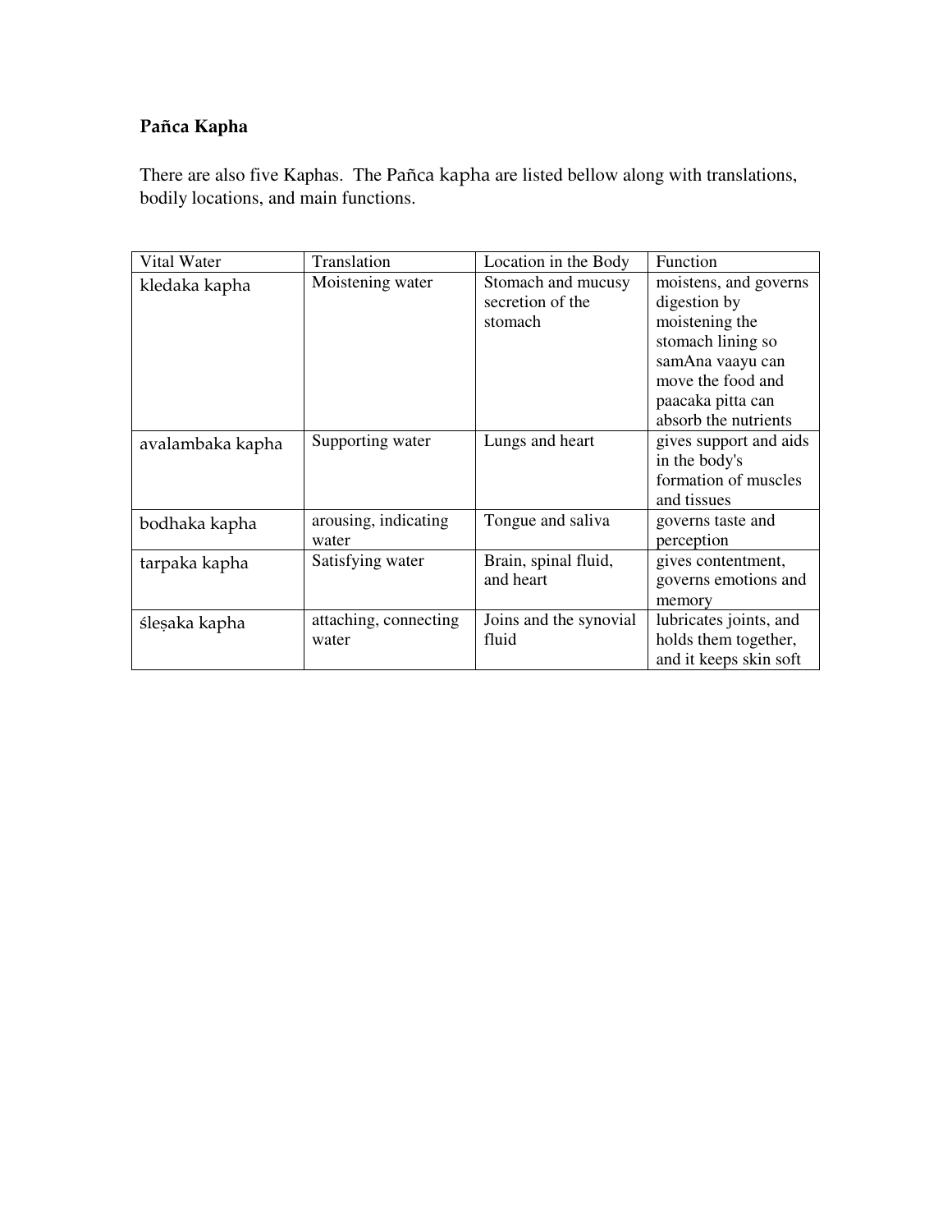**Pañca Kapha**

There are also five Kaphas. The Pañca kapha are listed bellow along with translations, bodily locations, and main functions.

| Vital Water | Translation | Location in the Body | Function |
|---|---|---|---|
| kledaka kapha | Moistening water | Stomach and mucusy secretion of the stomach | moistens, and governs digestion by moistening the stomach lining so samAna vaayu can move the food and paacaka pitta can absorb the nutrients |
| avalambaka kapha | Supporting water | Lungs and heart | gives support and aids in the body's formation of muscles and tissues |
| bodhaka kapha | arousing, indicating water | Tongue and saliva | governs taste and perception |
| tarpaka kapha | Satisfying water | Brain, spinal fluid, and heart | gives contentment, governs emotions and memory |
| śleṣaka kapha | attaching, connecting water | Joins and the synovial fluid | lubricates joints, and holds them together, and it keeps skin soft |